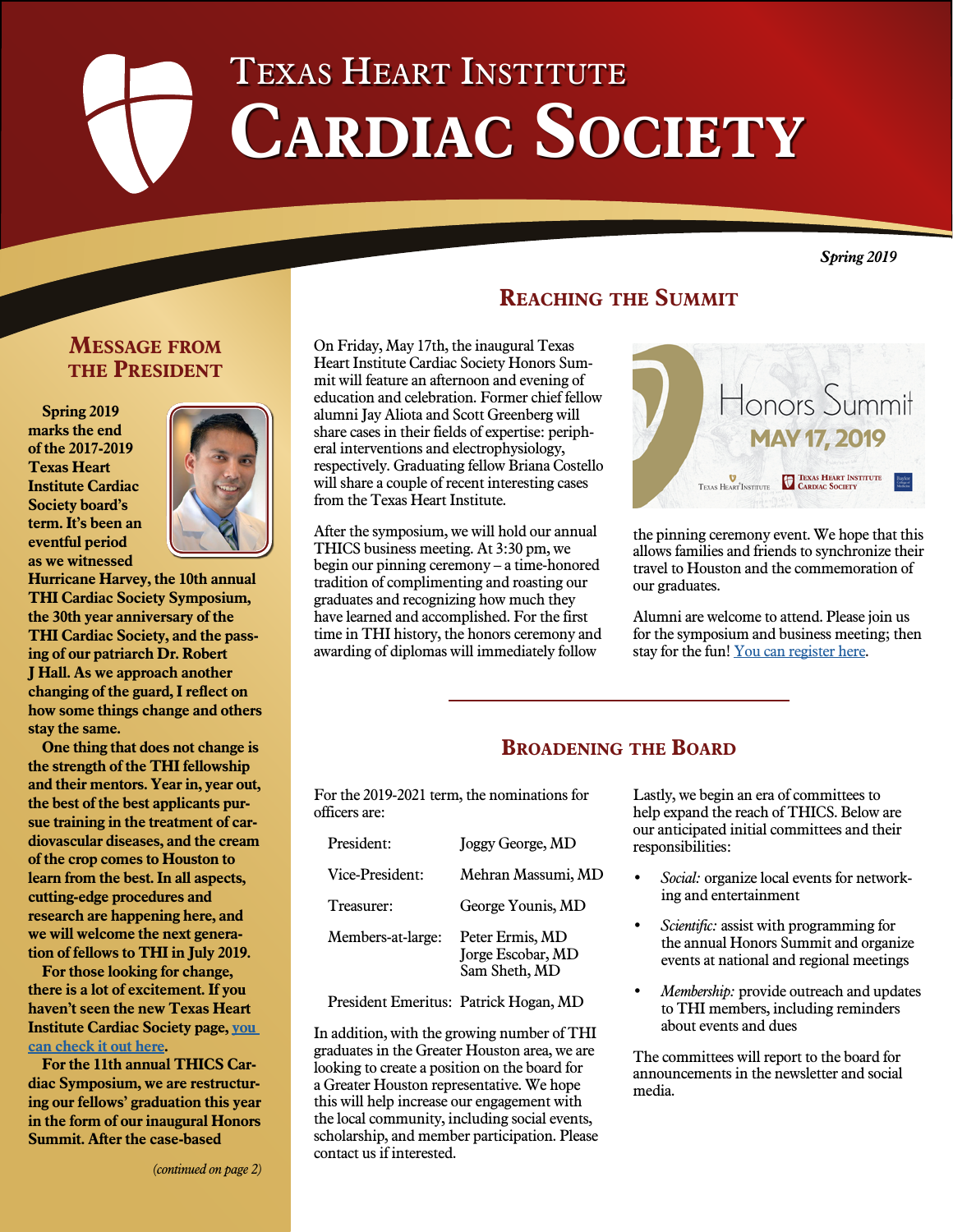# Texas Heart Institute Cardiac Society

*Spring 2019*

## Message from the President

**Spring 2019 marks the end of the 2017-2019 Texas Heart Institute Cardiac Society board's term. It's been an eventful period as we witnessed Hurricane Harvey, the 10th annual THI Cardiac Society Symposium, the 30th year anniversary of the THI Cardiac Society, and the passing of our patriarch Dr. Robert J Hall. As we approach another changing of the guard, I reflect on how some things change and others stay the same.**

**One thing that does not change is the strength of the THI fellowship and their mentors. Year in, year out, the best of the best applicants pursue training in the treatment of cardiovascular diseases, and the cream of the crop comes to Houston to learn from the best. In all aspects, cutting-edge procedures and research are happening here, and we will welcome the next generation of fellows to THI in July 2019.**

**For those looking for change, there is a lot of excitement. If you haven't seen the new Texas Heart Institute Cardiac Society page, you can check it out here.**

**For the 11th annual THICS Cardiac Symposium, we are restructuring our fellows' graduation this year in the form of our inaugural Honors Summit. After the case-based**

*(continued on page 2)*

## Reaching the Summit

On Friday, May 17th, the inaugural Texas Heart Institute Cardiac Society Honors Summit will feature an afternoon and evening of education and celebration. Former chief fellow alumni Jay Aliota and Scott Greenberg will share cases in their fields of expertise: peripheral interventions and electrophysiology, respectively. Graduating fellow Briana Costello will share a couple of recent interesting cases from the Texas Heart Institute.

After the symposium, we will hold our annual THICS business meeting. At 3:30 pm, we begin our pinning ceremony – a time-honored tradition of complimenting and roasting our graduates and recognizing how much they have learned and accomplished. For the first time in THI history, the honors ceremony and awarding of diplomas will immediately follow the pinning ceremony event. We hope that this allows families and friends to synchronize their travel to Houston and the commemoration of our graduates.

Alumni are welcome to attend. Please join us for the symposium and business meeting; then stay for the fun! You can register here.

## Broadening the Board

For the 2019-2021 term, the nominations for officers are:

| | |
|---|---|
| President: | Joggy George, MD |
| Vice-President: | Mehran Massumi, MD |
| Treasurer: | George Younis, MD |
| Members-at-large: | Peter Ermis, MD<br>Jorge Escobar, MD<br>Sam Sheth, MD |
| President Emeritus: | Patrick Hogan, MD |

In addition, with the growing number of THI graduates in the Greater Houston area, we are looking to create a position on the board for a Greater Houston representative. We hope this will help increase our engagement with the local community, including social events, scholarship, and member participation. Please contact us if interested.

Lastly, we begin an era of committees to help expand the reach of THICS. Below are our anticipated initial committees and their responsibilities:

- *Social:* organize local events for networking and entertainment
- *Scientific:* assist with programming for the annual Honors Summit and organize events at national and regional meetings
- *Membership:* provide outreach and updates to THI members, including reminders about events and dues

The committees will report to the board for announcements in the newsletter and social media.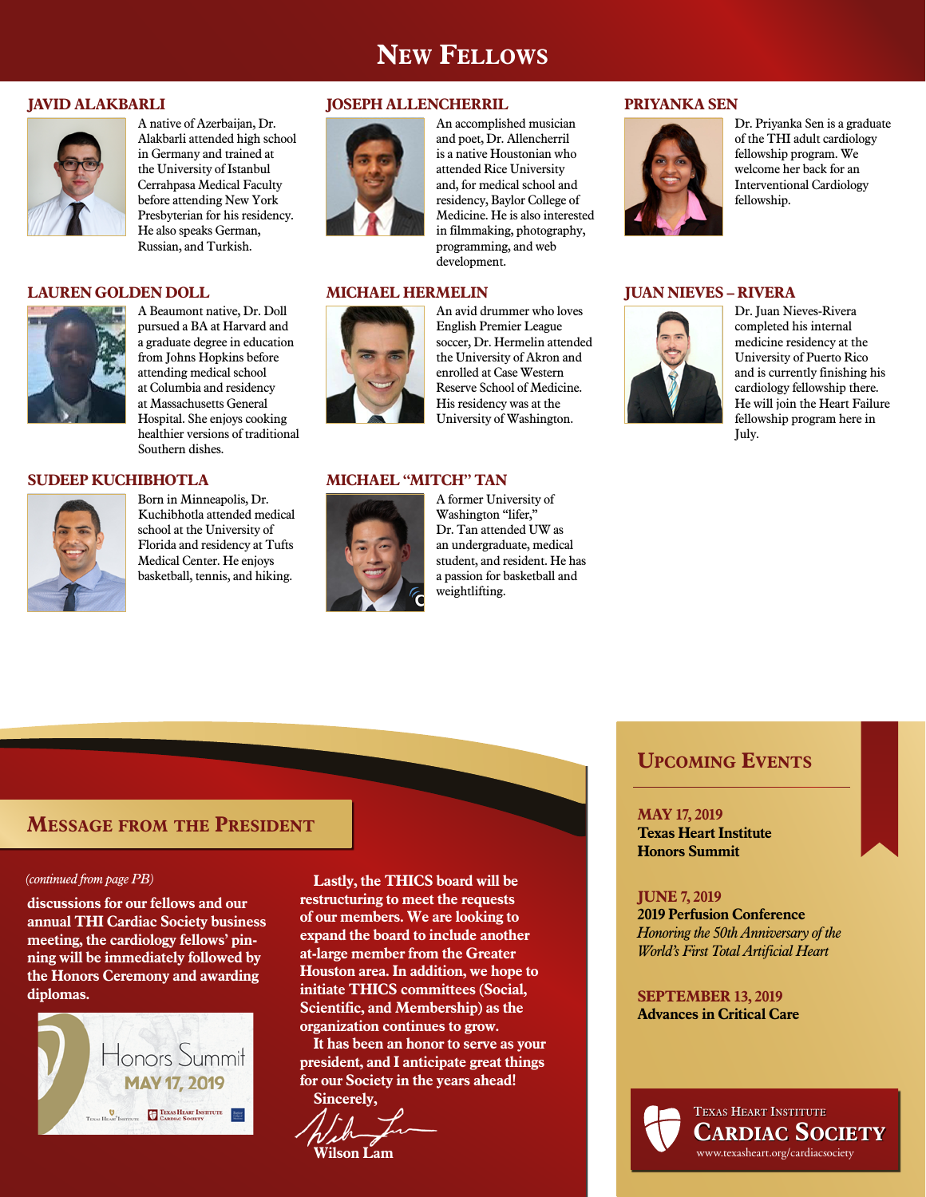# New Fellows

### JAVID ALAKBARLI

A native of Azerbaijan, Dr. Alakbarli attended high school in Germany and trained at the University of Istanbul Cerrahpasa Medical Faculty before attending New York Presbyterian for his residency. He also speaks German, Russian, and Turkish.

### JOSEPH ALLENCHERRIL

An accomplished musician and poet, Dr. Allencherril is a native Houstonian who attended Rice University and, for medical school and residency, Baylor College of Medicine. He is also interested in filmmaking, photography, programming, and web development.

### PRIYANKA SEN

Dr. Priyanka Sen is a graduate of the THI adult cardiology fellowship program. We welcome her back for an Interventional Cardiology fellowship.

### LAUREN GOLDEN DOLL

A Beaumont native, Dr. Doll pursued a BA at Harvard and a graduate degree in education from Johns Hopkins before attending medical school at Columbia and residency at Massachusetts General Hospital. She enjoys cooking healthier versions of traditional Southern dishes.

### MICHAEL HERMELIN

An avid drummer who loves English Premier League soccer, Dr. Hermelin attended the University of Akron and enrolled at Case Western Reserve School of Medicine. His residency was at the University of Washington.

### JUAN NIEVES – RIVERA

Dr. Juan Nieves-Rivera completed his internal medicine residency at the University of Puerto Rico and is currently finishing his cardiology fellowship there. He will join the Heart Failure fellowship program here in July.

### SUDEEP KUCHIBHOTLA

Born in Minneapolis, Dr. Kuchibhotla attended medical school at the University of Florida and residency at Tufts Medical Center. He enjoys basketball, tennis, and hiking.

### MICHAEL "MITCH" TAN

A former University of Washington "lifer," Dr. Tan attended UW as an undergraduate, medical student, and resident. He has a passion for basketball and weightlifting.

## Message from the President

*(continued from page PB)*

**discussions for our fellows and our annual THI Cardiac Society business meeting, the cardiology fellows' pinning will be immediately followed by the Honors Ceremony and awarding diplomas.**

Honors Summit
MAY 17, 2019
Texas Heart Institute | Texas Heart Institute Cardiac Society

**Lastly, the THICS board will be restructuring to meet the requests of our members. We are looking to expand the board to include another at-large member from the Greater Houston area. In addition, we hope to initiate THICS committees (Social, Scientific, and Membership) as the organization continues to grow.**

**It has been an honor to serve as your president, and I anticipate great things for our Society in the years ahead!**

**Sincerely,**

**Wilson Lam**

## Upcoming Events

**MAY 17, 2019**
**Texas Heart Institute Honors Summit**

**JUNE 7, 2019**
**2019 Perfusion Conference**
*Honoring the 50th Anniversary of the World's First Total Artificial Heart*

**SEPTEMBER 13, 2019**
**Advances in Critical Care**

Texas Heart Institute
Cardiac Society
www.texasheart.org/cardiacsociety